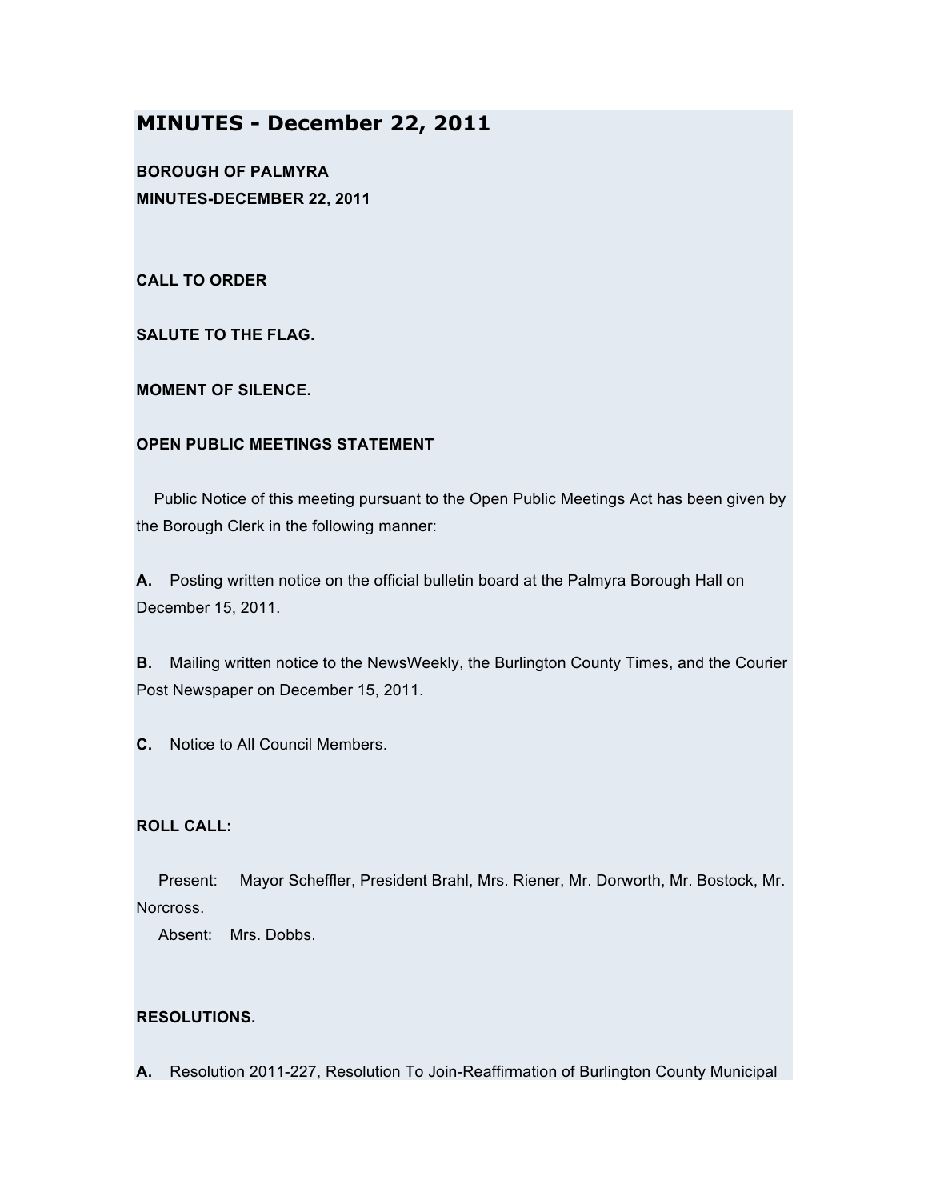# MINUTES - December 22, 2011

**BOROUGH OF PALMYRA**
**MINUTES-DECEMBER 22, 2011**

**CALL TO ORDER**

**SALUTE TO THE FLAG.**

**MOMENT OF SILENCE.**

**OPEN PUBLIC MEETINGS STATEMENT**

Public Notice of this meeting pursuant to the Open Public Meetings Act has been given by the Borough Clerk in the following manner:

**A.** Posting written notice on the official bulletin board at the Palmyra Borough Hall on December 15, 2011.

**B.** Mailing written notice to the NewsWeekly, the Burlington County Times, and the Courier Post Newspaper on December 15, 2011.

**C.** Notice to All Council Members.

**ROLL CALL:**

Present: Mayor Scheffler, President Brahl, Mrs. Riener, Mr. Dorworth, Mr. Bostock, Mr. Norcross.
Absent: Mrs. Dobbs.

**RESOLUTIONS.**

**A.** Resolution 2011-227, Resolution To Join-Reaffirmation of Burlington County Municipal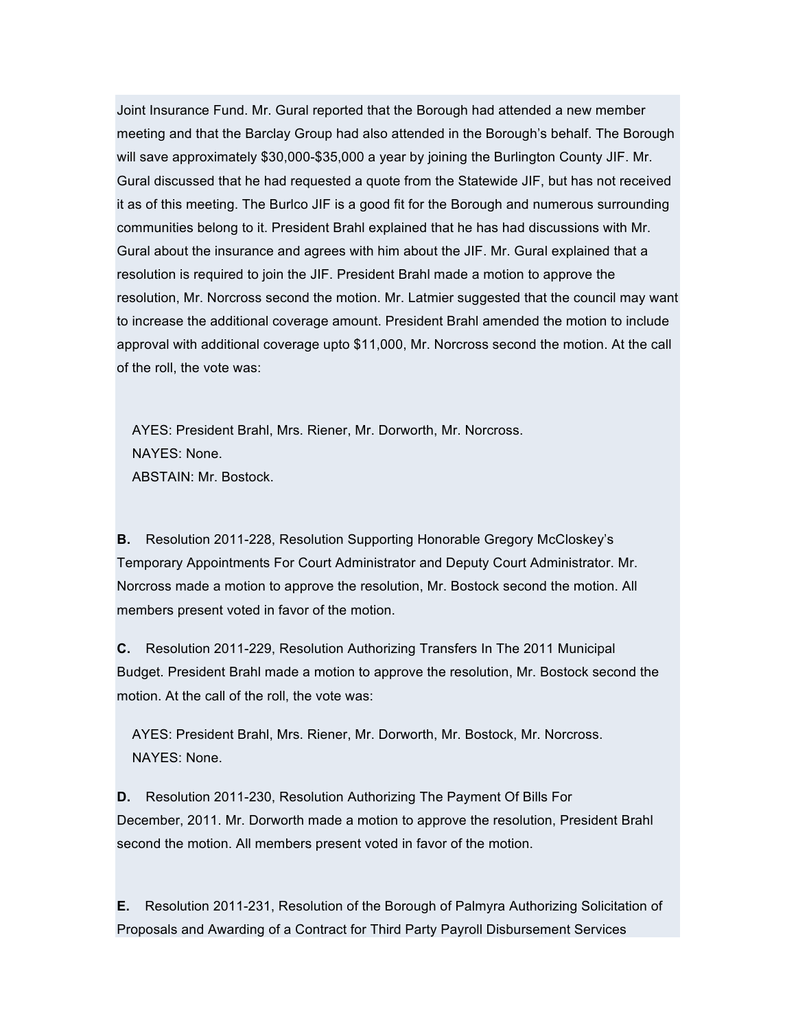Joint Insurance Fund. Mr. Gural reported that the Borough had attended a new member meeting and that the Barclay Group had also attended in the Borough's behalf. The Borough will save approximately $30,000-$35,000 a year by joining the Burlington County JIF. Mr. Gural discussed that he had requested a quote from the Statewide JIF, but has not received it as of this meeting. The Burlco JIF is a good fit for the Borough and numerous surrounding communities belong to it. President Brahl explained that he has had discussions with Mr. Gural about the insurance and agrees with him about the JIF. Mr. Gural explained that a resolution is required to join the JIF. President Brahl made a motion to approve the resolution, Mr. Norcross second the motion. Mr. Latmier suggested that the council may want to increase the additional coverage amount. President Brahl amended the motion to include approval with additional coverage upto $11,000, Mr. Norcross second the motion. At the call of the roll, the vote was:

AYES: President Brahl, Mrs. Riener, Mr. Dorworth, Mr. Norcross.
NAYES: None.
ABSTAIN: Mr. Bostock.

**B.** Resolution 2011-228, Resolution Supporting Honorable Gregory McCloskey's Temporary Appointments For Court Administrator and Deputy Court Administrator. Mr. Norcross made a motion to approve the resolution, Mr. Bostock second the motion. All members present voted in favor of the motion.

**C.** Resolution 2011-229, Resolution Authorizing Transfers In The 2011 Municipal Budget. President Brahl made a motion to approve the resolution, Mr. Bostock second the motion. At the call of the roll, the vote was:

AYES: President Brahl, Mrs. Riener, Mr. Dorworth, Mr. Bostock, Mr. Norcross.
NAYES: None.

**D.** Resolution 2011-230, Resolution Authorizing The Payment Of Bills For December, 2011. Mr. Dorworth made a motion to approve the resolution, President Brahl second the motion. All members present voted in favor of the motion.

**E.** Resolution 2011-231, Resolution of the Borough of Palmyra Authorizing Solicitation of Proposals and Awarding of a Contract for Third Party Payroll Disbursement Services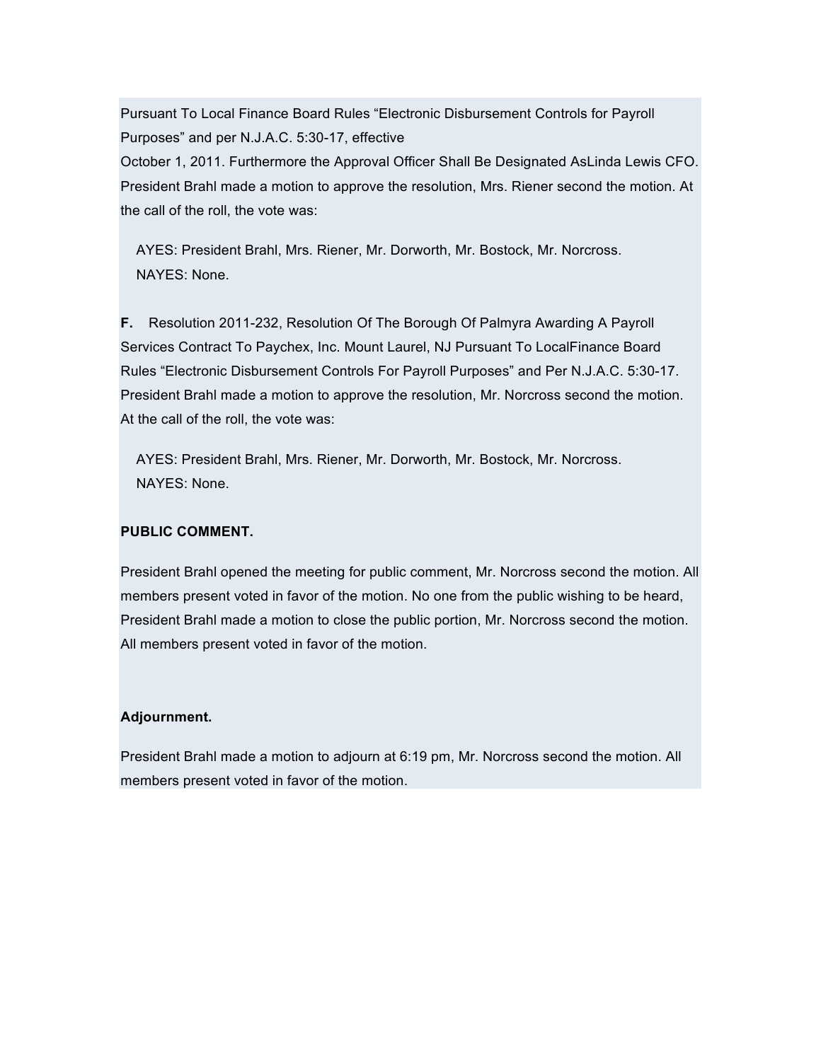Pursuant To Local Finance Board Rules "Electronic Disbursement Controls for Payroll Purposes" and per N.J.A.C. 5:30-17, effective
October 1, 2011. Furthermore the Approval Officer Shall Be Designated AsLinda Lewis CFO. President Brahl made a motion to approve the resolution, Mrs. Riener second the motion. At the call of the roll, the vote was:

AYES: President Brahl, Mrs. Riener, Mr. Dorworth, Mr. Bostock, Mr. Norcross.
NAYES: None.

**F.** Resolution 2011-232, Resolution Of The Borough Of Palmyra Awarding A Payroll Services Contract To Paychex, Inc. Mount Laurel, NJ Pursuant To LocalFinance Board Rules "Electronic Disbursement Controls For Payroll Purposes" and Per N.J.A.C. 5:30-17. President Brahl made a motion to approve the resolution, Mr. Norcross second the motion. At the call of the roll, the vote was:

AYES: President Brahl, Mrs. Riener, Mr. Dorworth, Mr. Bostock, Mr. Norcross.
NAYES: None.

**PUBLIC COMMENT.**

President Brahl opened the meeting for public comment, Mr. Norcross second the motion. All members present voted in favor of the motion. No one from the public wishing to be heard, President Brahl made a motion to close the public portion, Mr. Norcross second the motion. All members present voted in favor of the motion.

**Adjournment.**

President Brahl made a motion to adjourn at 6:19 pm, Mr. Norcross second the motion. All members present voted in favor of the motion.